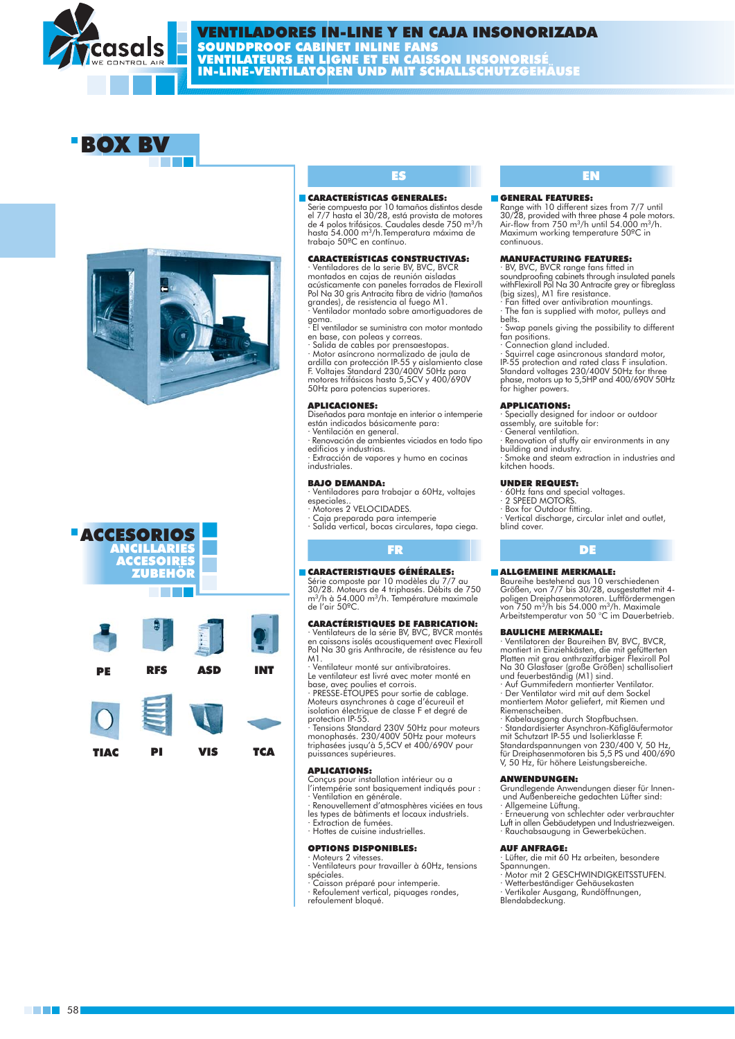# VENTILADORES IN-LINE Y EN CAJA INSONORIZADA
## SOUNDPROOF CABINET INLINE FANS
## VENTILATEURS EN LIGNE ET EN CAISSON INSONORISÉ
## IN-LINE-VENTILATOREN UND MIT SCHALLSCHUTZGEHÄUSE

# BOX BV

## ES

### CARACTERÍSTICAS GENERALES:

Serie compuesta por 10 tamaños distintos desde el 7/7 hasta el 30/28, está provista de motores de 4 polos trifásicos. Caudales desde 750 m³/h hasta 54.000 m³/h.Temperatura máxima de trabajo 50ºC en contínuo.

### CARACTERÍSTICAS CONSTRUCTIVAS:

- Ventiladores de la serie BV, BVC, BVCR montados en cajas de reunión aisladas acústicamente con paneles forrados de Flexiroll Pol Na 30 gris Antracita fibra de vidrio (tamaños grandes), de resistencia al fuego M1.
- Ventilador montado sobre amortiguadores de goma.
- El ventilador se suministra con motor montado en base, con poleas y correas.
- Salida de cables por prensaestopas.
- Motor asíncrono normalizado de jaula de ardilla con protección IP-55 y aislamiento clase F. Voltajes Standard 230/400V 50Hz para motores trifásicos hasta 5,5CV y 400/690V 50Hz para potencias superiores.

### APLICACIONES:

Diseñados para montaje en interior o intemperie están indicados básicamente para:
- Ventilación en general.
- Renovación de ambientes viciados en todo tipo edificios y industrias.
- Extracción de vapores y humo en cocinas industriales.

### BAJO DEMANDA:

- Ventiladores para trabajar a 60Hz, voltajes especiales..
- Motores 2 VELOCIDADES.
- Caja preparada para intemperie
- Salida vertical, bocas circulares, tapa ciega.

## EN

### GENERAL FEATURES:

Range with 10 different sizes from 7/7 until 30/28, provided with three phase 4 pole motors. Air-flow from 750 m³/h until 54.000 m³/h. Maximum working temperature 50ºC in continuous.

### MANUFACTURING FEATURES:

- BV, BVC, BVCR range fans fitted in soundproofing cabinets through insulated panels withFlexiroll Pol Na 30 Antracite grey or fibreglass (big sizes), M1 fire resistance.
- Fan fitted over antivibration mountings.
- The fan is supplied with motor, pulleys and belts.
- Swap panels giving the possibility to different fan positions.
- Connection gland included.
- Squirrel cage asincronous standard motor, IP-55 protection and rated class F insulation. Standard voltages 230/400V 50Hz for three phase, motors up to 5,5HP and 400/690V 50Hz for higher powers.

### APPLICATIONS:

- Specially designed for indoor or outdoor assembly, are suitable for:
- General ventilation.
- Renovation of stuffy air environments in any building and industry.
- Smoke and steam extraction in industries and kitchen hoods.

### UNDER REQUEST:

- 60Hz fans and special voltages.
- 2 SPEED MOTORS.
- Box for Outdoor fitting.
- Vertical discharge, circular inlet and outlet, blind cover.

## FR

### CARACTERISTIQUES GÉNÉRALES:

Série composte par 10 modèles du 7/7 au 30/28. Moteurs de 4 triphasés. Débits de 750 m³/h à 54.000 m³/h. Température maximale de l'air 50ºC.

### CARACTÉRISTIQUES DE FABRICATION:

- Ventilateurs de la série BV, BVC, BVCR montés en caissons isolés acoustiquement avec Flexiroll Pol Na 30 gris Anthracite, de résistence au feu M1.
- Ventilateur monté sur antivibratoires.

Le ventilateur est livré avec moteur monté en base, avec poulies et corrois.
- PRESSE-ÉTOUPES pour sortie de cablage.

Moteurs asynchrones à cage d'écureuil et isolation électrique de classe F et degré de protection IP-55.
- Tensions Standard 230V 50Hz pour moteurs monophasés. 230/400V 50Hz pour moteurs triphasées jusqu'à 5,5CV et 400/690V pour puissances supérieures.

### APLICATIONS:

Conçus pour installation intérieur ou a l'intempérie sont basiquement indiqués pour :
- Ventilation en générale.
- Renouvellement d'atmosphères viciées en tous les types de bâtiments et locaux industriels.
- Extraction de fumées.
- Hottes de cuisine industrielles.

### OPTIONS DISPONIBLES:

- Moteurs 2 vitesses.
- Ventilateurs pour travailler à 60Hz, tensions spéciales.
- Caisson préparé pour intemperie.
- Refoulement vertical, piquages rondes, refoulement bloqué.

## DE

### ALLGEMEINE MERKMALE:

Baureihe bestehend aus 10 verschiedenen Größen, von 7/7 bis 30/28, ausgestattet mit 4-poligen Dreiphasenmotoren. Luftfördermengen von 750 m³/h bis 54.000 m³/h. Maximale Arbeitstemperatur von 50 °C im Dauerbetrieb.

### BAULICHE MERKMALE:

- Ventilatoren der Baureihen BV, BVC, BVCR, montiert in Einziehkästen, die mit gefütterten Platten mit grau anthrazitfarbiger Flexiroll Pol Na 30 Glasfaser (große Größen) schallisoliert und feuerbeständig (M1) sind.
- Auf Gummifedern montierter Ventilator.
- Der Ventilator wird mit auf dem Sockel montiertem Motor geliefert, mit Riemen und Riemenscheiben.
- Kabelausgang durch Stopfbuchsen.
- Standardisierter Asynchron-Käfigläufermotor mit Schutzart IP-55 und Isolierklasse F. Standardspannungen von 230/400 V, 50 Hz, für Dreiphasenmotoren bis 5,5 PS und 400/690 V, 50 Hz, für höhere Leistungsbereiche.

### ANWENDUNGEN:

Grundlegende Anwendungen dieser für Innen- und Außenbereiche gedachten Lüfter sind:
- Allgemeine Lüftung.
- Erneuerung von schlechter oder verbrauchter Luft in allen Gebäudetypen und Industriezweigen.
- Rauchabsaugung in Gewerbeküchen.

### AUF ANFRAGE:

- Lüfter, die mit 60 Hz arbeiten, besondere Spannungen.
- Motor mit 2 GESCHWINDIGKEITSSTUFEN.
- Wetterbeständiger Gehäusekasten
- Vertikaler Ausgang, Rundöffnungen, Blendabdeckung.

# ACCESORIOS
## ANCILLARIES
## ACCESOIRES
## ZUBEHÖR

PE · RFS · ASD · INT

TIAC · PI · VIS · TCA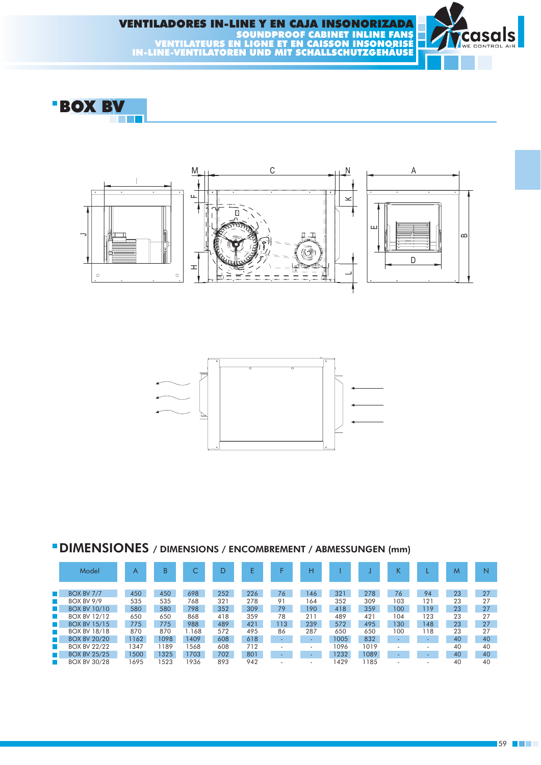# VENTILADORES IN-LINE Y EN CAJA INSONORIZADA
## SOUNDPROOF CABINET INLINE FANS
## VENTILATEURS EN LIGNE ET EN CAISSON INSONORISÉ
## IN-LINE-VENTILATOREN UND MIT SCHALLSCHUTZGEHÄUSE

## BOX BV

## DIMENSIONES / DIMENSIONS / ENCOMBREMENT / ABMESSUNGEN (mm)

| Model | A | B | C | D | E | F | H | I | J | K | L | M | N |
|---|---|---|---|---|---|---|---|---|---|---|---|---|---|
| BOX BV 7/7 | 450 | 450 | 698 | 252 | 226 | 76 | 146 | 321 | 278 | 76 | 94 | 23 | 27 |
| BOX BV 9/9 | 535 | 535 | 768 | 321 | 278 | 91 | 164 | 352 | 309 | 103 | 121 | 23 | 27 |
| BOX BV 10/10 | 580 | 580 | 798 | 352 | 309 | 79 | 190 | 418 | 359 | 100 | 119 | 23 | 27 |
| BOX BV 12/12 | 650 | 650 | 868 | 418 | 359 | 78 | 211 | 489 | 421 | 104 | 123 | 23 | 27 |
| BOX BV 15/15 | 775 | 775 | 988 | 489 | 421 | 113 | 239 | 572 | 495 | 130 | 148 | 23 | 27 |
| BOX BV 18/18 | 870 | 870 | 1.168 | 572 | 495 | 86 | 287 | 650 | 650 | 100 | 118 | 23 | 27 |
| BOX BV 20/20 | 1162 | 1098 | 1409 | 608 | 618 | - | - | 1005 | 832 | - | - | 40 | 40 |
| BOX BV 22/22 | 1347 | 1189 | 1568 | 608 | 712 | - | - | 1096 | 1019 | - | - | 40 | 40 |
| BOX BV 25/25 | 1500 | 1325 | 1703 | 702 | 801 | - | - | 1232 | 1089 | - | - | 40 | 40 |
| BOX BV 30/28 | 1695 | 1523 | 1936 | 893 | 942 | - | - | 1429 | 1185 | - | - | 40 | 40 |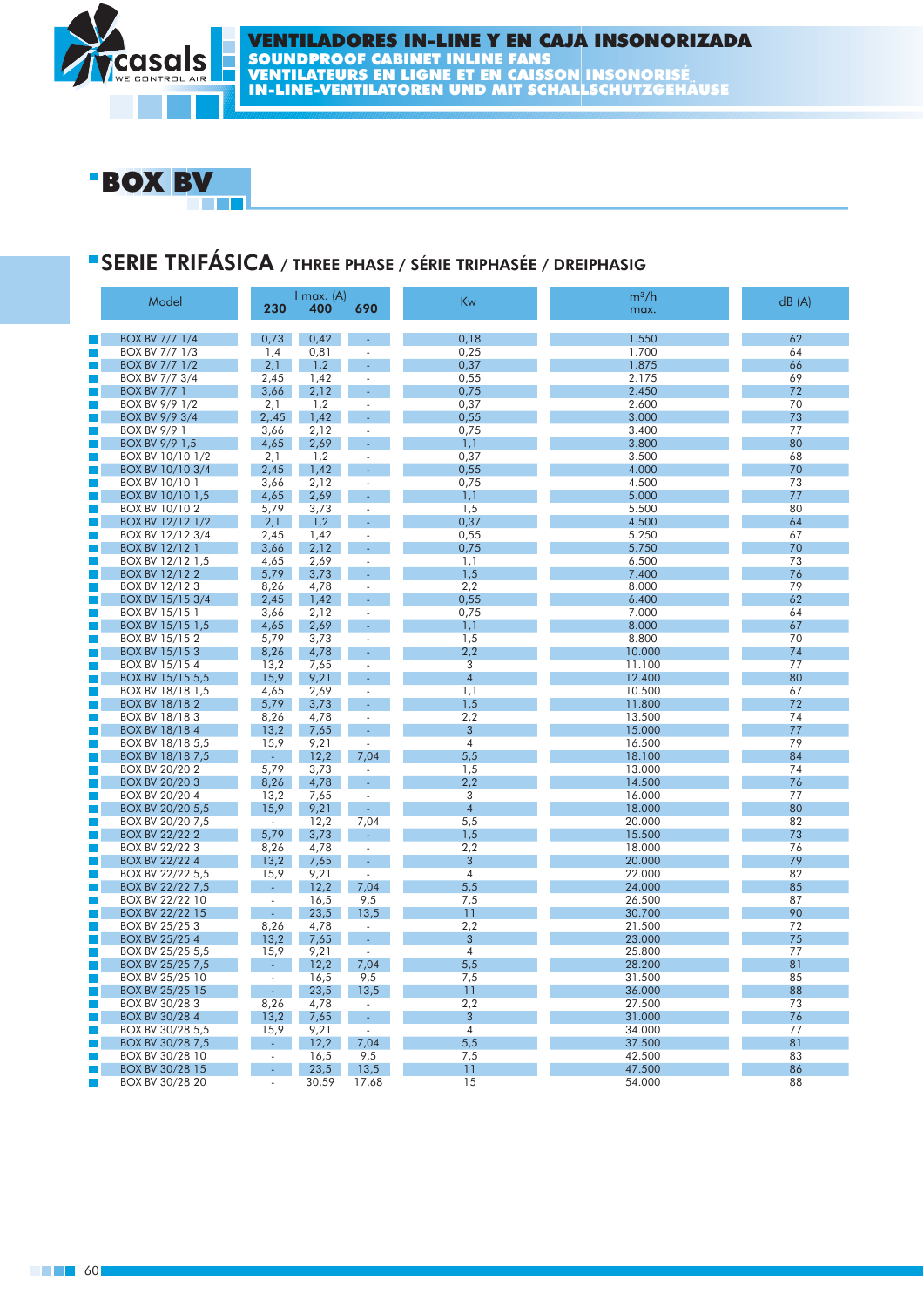# VENTILADORES IN-LINE Y EN CAJA INSONORIZADA
## SOUNDPROOF CABINET INLINE FANS
## VENTILATEURS EN LIGNE ET EN CAISSON INSONORISÉ
## IN-LINE-VENTILATOREN UND MIT SCHALLSCHUTZGEHÄUSE

# BOX BV

## SERIE TRIFÁSICA / THREE PHASE / SÉRIE TRIPHASÉE / DREIPHASIG

| Model | I max. (A) 230 | 400 | 690 | Kw | m³/h max. | dB (A) |
|---|---|---|---|---|---|---|
| BOX BV 7/7 1/4 | 0,73 | 0,42 | - | 0,18 | 1.550 | 62 |
| BOX BV 7/7 1/3 | 1,4 | 0,81 | - | 0,25 | 1.700 | 64 |
| BOX BV 7/7 1/2 | 2,1 | 1,2 | - | 0,37 | 1.875 | 66 |
| BOX BV 7/7 3/4 | 2,45 | 1,42 | - | 0,55 | 2.175 | 69 |
| BOX BV 7/7 1 | 3,66 | 2,12 | - | 0,75 | 2.450 | 72 |
| BOX BV 9/9 1/2 | 2,1 | 1,2 | - | 0,37 | 2.600 | 70 |
| BOX BV 9/9 3/4 | 2,.45 | 1,42 | - | 0,55 | 3.000 | 73 |
| BOX BV 9/9 1 | 3,66 | 2,12 | - | 0,75 | 3.400 | 77 |
| BOX BV 9/9 1,5 | 4,65 | 2,69 | - | 1,1 | 3.800 | 80 |
| BOX BV 10/10 1/2 | 2,1 | 1,2 | - | 0,37 | 3.500 | 68 |
| BOX BV 10/10 3/4 | 2,45 | 1,42 | - | 0,55 | 4.000 | 70 |
| BOX BV 10/10 1 | 3,66 | 2,12 | - | 0,75 | 4.500 | 73 |
| BOX BV 10/10 1,5 | 4,65 | 2,69 | - | 1,1 | 5.000 | 77 |
| BOX BV 10/10 2 | 5,79 | 3,73 | - | 1,5 | 5.500 | 80 |
| BOX BV 12/12 1/2 | 2,1 | 1,2 | - | 0,37 | 4.500 | 64 |
| BOX BV 12/12 3/4 | 2,45 | 1,42 | - | 0,55 | 5.250 | 67 |
| BOX BV 12/12 1 | 3,66 | 2,12 | - | 0,75 | 5.750 | 70 |
| BOX BV 12/12 1,5 | 4,65 | 2,69 | - | 1,1 | 6.500 | 73 |
| BOX BV 12/12 2 | 5,79 | 3,73 | - | 1,5 | 7.400 | 76 |
| BOX BV 12/12 3 | 8,26 | 4,78 | - | 2,2 | 8.000 | 79 |
| BOX BV 15/15 3/4 | 2,45 | 1,42 | - | 0,55 | 6.400 | 62 |
| BOX BV 15/15 1 | 3,66 | 2,12 | - | 0,75 | 7.000 | 64 |
| BOX BV 15/15 1,5 | 4,65 | 2,69 | - | 1,1 | 8.000 | 67 |
| BOX BV 15/15 2 | 5,79 | 3,73 | - | 1,5 | 8.800 | 70 |
| BOX BV 15/15 3 | 8,26 | 4,78 | - | 2,2 | 10.000 | 74 |
| BOX BV 15/15 4 | 13,2 | 7,65 | - | 3 | 11.100 | 77 |
| BOX BV 15/15 5,5 | 15,9 | 9,21 | - | 4 | 12.400 | 80 |
| BOX BV 18/18 1,5 | 4,65 | 2,69 | - | 1,1 | 10.500 | 67 |
| BOX BV 18/18 2 | 5,79 | 3,73 | - | 1,5 | 11.800 | 72 |
| BOX BV 18/18 3 | 8,26 | 4,78 | - | 2,2 | 13.500 | 74 |
| BOX BV 18/18 4 | 13,2 | 7,65 | - | 3 | 15.000 | 77 |
| BOX BV 18/18 5,5 | 15,9 | 9,21 | - | 4 | 16.500 | 79 |
| BOX BV 18/18 7,5 | - | 12,2 | 7,04 | 5,5 | 18.100 | 84 |
| BOX BV 20/20 2 | 5,79 | 3,73 | - | 1,5 | 13.000 | 74 |
| BOX BV 20/20 3 | 8,26 | 4,78 | - | 2,2 | 14.500 | 76 |
| BOX BV 20/20 4 | 13,2 | 7,65 | - | 3 | 16.000 | 77 |
| BOX BV 20/20 5,5 | 15,9 | 9,21 | - | 4 | 18.000 | 80 |
| BOX BV 20/20 7,5 | - | 12,2 | 7,04 | 5,5 | 20.000 | 82 |
| BOX BV 22/22 2 | 5,79 | 3,73 | - | 1,5 | 15.500 | 73 |
| BOX BV 22/22 3 | 8,26 | 4,78 | - | 2,2 | 18.000 | 76 |
| BOX BV 22/22 4 | 13,2 | 7,65 | - | 3 | 20.000 | 79 |
| BOX BV 22/22 5,5 | 15,9 | 9,21 | - | 4 | 22.000 | 82 |
| BOX BV 22/22 7,5 | - | 12,2 | 7,04 | 5,5 | 24.000 | 85 |
| BOX BV 22/22 10 | - | 16,5 | 9,5 | 7,5 | 26.500 | 87 |
| BOX BV 22/22 15 | - | 23,5 | 13,5 | 11 | 30.700 | 90 |
| BOX BV 25/25 3 | 8,26 | 4,78 | - | 2,2 | 21.500 | 72 |
| BOX BV 25/25 4 | 13,2 | 7,65 | - | 3 | 23.000 | 75 |
| BOX BV 25/25 5,5 | 15,9 | 9,21 | - | 4 | 25.800 | 77 |
| BOX BV 25/25 7,5 | - | 12,2 | 7,04 | 5,5 | 28.200 | 81 |
| BOX BV 25/25 10 | - | 16,5 | 9,5 | 7,5 | 31.500 | 85 |
| BOX BV 25/25 15 | - | 23,5 | 13,5 | 11 | 36.000 | 88 |
| BOX BV 30/28 3 | 8,26 | 4,78 | - | 2,2 | 27.500 | 73 |
| BOX BV 30/28 4 | 13,2 | 7,65 | - | 3 | 31.000 | 76 |
| BOX BV 30/28 5,5 | 15,9 | 9,21 | - | 4 | 34.000 | 77 |
| BOX BV 30/28 7,5 | - | 12,2 | 7,04 | 5,5 | 37.500 | 81 |
| BOX BV 30/28 10 | - | 16,5 | 9,5 | 7,5 | 42.500 | 83 |
| BOX BV 30/28 15 | - | 23,5 | 13,5 | 11 | 47.500 | 86 |
| BOX BV 30/28 20 | - | 30,59 | 17,68 | 15 | 54.000 | 88 |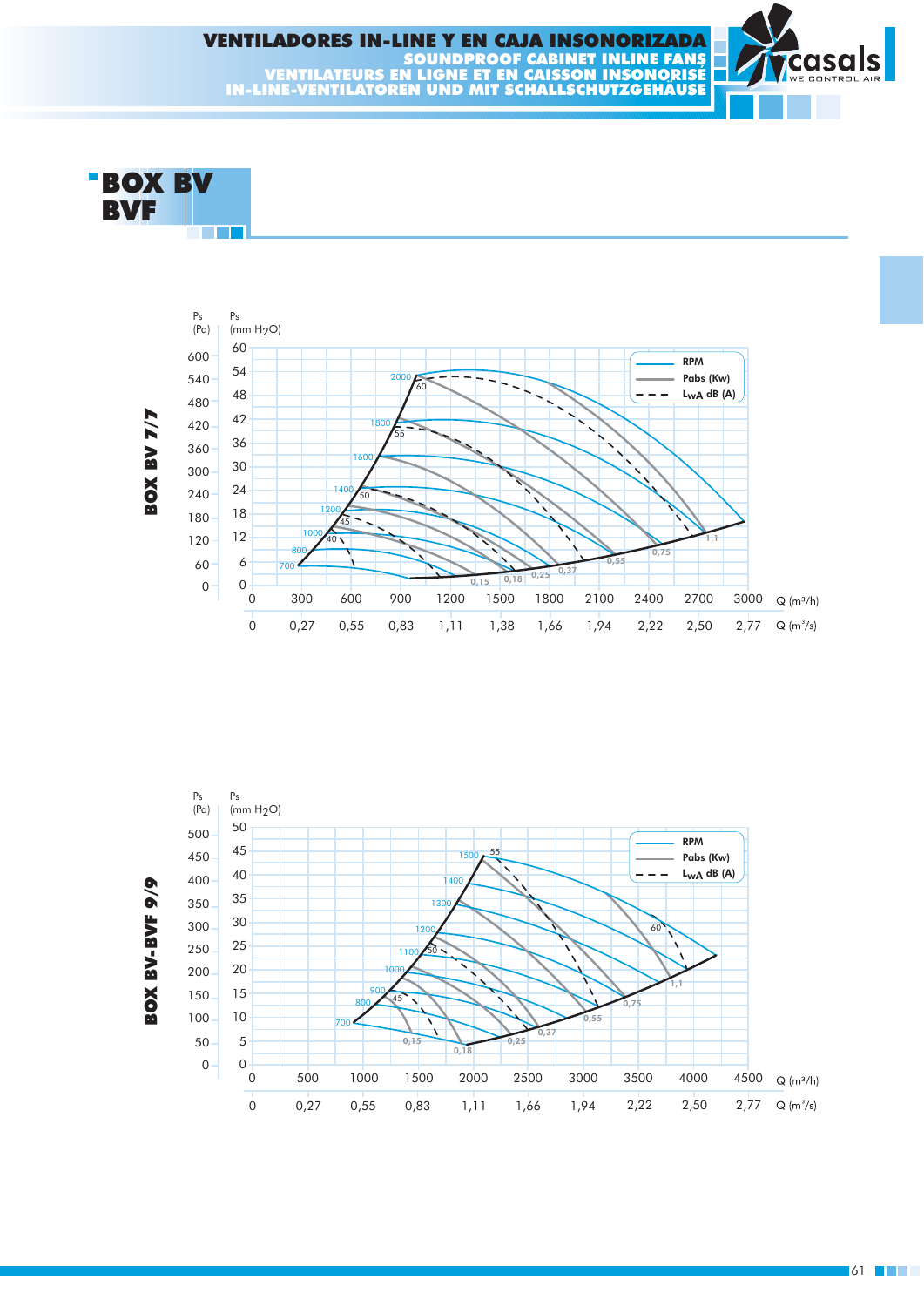# BOX BV
# BVF

**BOX BV 7/7**

Ps (Pa) | Ps (mm $H_2O$)

RPM: 700, 800, 1000, 1200, 1400, 1600, 1800, 2000

Pabs (Kw): 0,15; 0,18; 0,25; 0,37; 0,55; 0,75; 1,1

$L_{WA}$ dB (A): 40, 45, 50, 55, 60

Q (m³/h): 0, 300, 600, 900, 1200, 1500, 1800, 2100, 2400, 2700, 3000

Q (m³/s): 0, 0,27, 0,55, 0,83, 1,11, 1,38, 1,66, 1,94, 2,22, 2,50, 2,77

**BOX BV-BVF 9/9**

Ps (Pa) | Ps (mm $H_2O$)

RPM: 700, 800, 900, 1000, 1100, 1200, 1300, 1400, 1500

Pabs (Kw): 0,15; 0,18; 0,25; 0,37; 0,55; 0,75; 1,1

$L_{WA}$ dB (A): 45, 50, 55, 60

Q (m³/h): 0, 500, 1000, 1500, 2000, 2500, 3000, 3500, 4000, 4500

Q (m³/s): 0, 0,27, 0,55, 0,83, 1,11, 1,66, 1,94, 2,22, 2,50, 2,77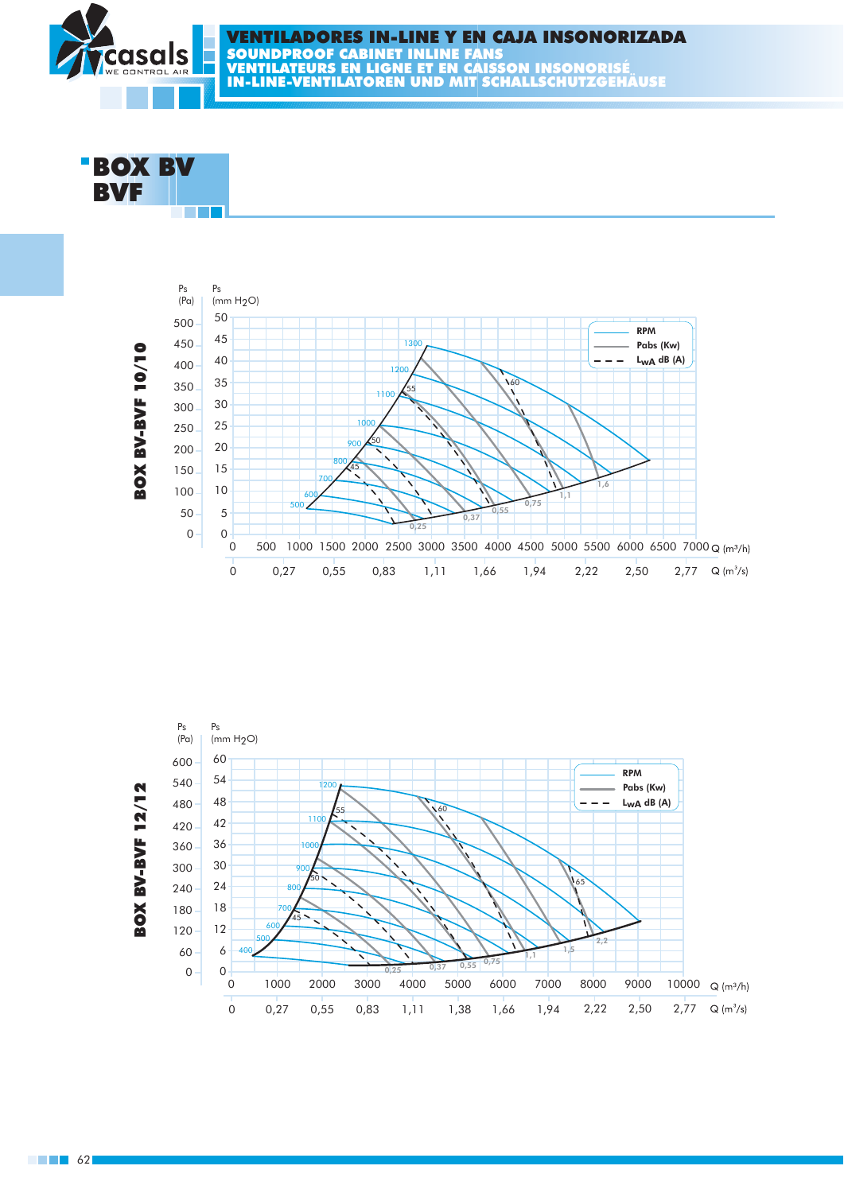# VENTILADORES IN-LINE Y EN CAJA INSONORIZADA
## SOUNDPROOF CABINET INLINE FANS
## VENTILATEURS EN LIGNE ET EN CAISSON INSONORISÉ
## IN-LINE-VENTILATOREN UND MIT SCHALLSCHUTZGEHÄUSE

# BOX BV
# BVF

**BOX BV-BVF 10/10**

Ps (Pa) | Ps (mm $H_2O$)

RPM — Pabs (Kw) — $L_{wA}$ dB (A)

Q (m³/h): 0, 500, 1000, 1500, 2000, 2500, 3000, 3500, 4000, 4500, 5000, 5500, 6000, 6500, 7000

Q (m³/s): 0, 0,27, 0,55, 0,83, 1,11, 1,66, 1,94, 2,22, 2,50, 2,77

**BOX BV-BVF 12/12**

Ps (Pa) | Ps (mm $H_2O$)

RPM — Pabs (Kw) — $L_{wA}$ dB (A)

Q (m³/h): 0, 1000, 2000, 3000, 4000, 5000, 6000, 7000, 8000, 9000, 10000

Q (m³/s): 0, 0,27, 0,55, 0,83, 1,11, 1,38, 1,66, 1,94, 2,22, 2,50, 2,77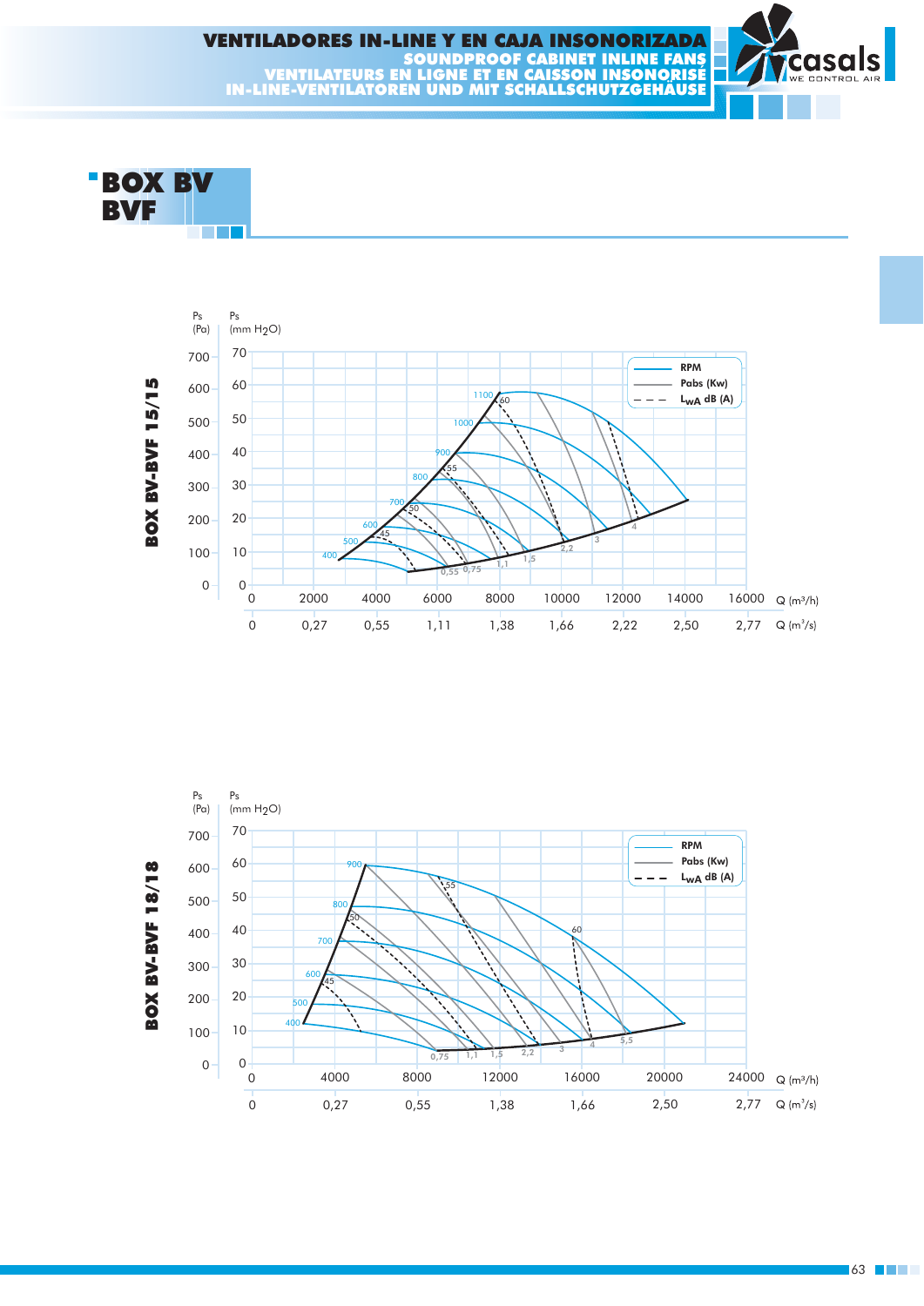# VENTILADORES IN-LINE Y EN CAJA INSONORIZADA

## SOUNDPROOF CABINET INLINE FANS

## VENTILATEURS EN LIGNE ET EN CAISSON INSONORISÉ

## IN-LINE-VENTILATOREN UND MIT SCHALLSCHUTZGEHÄUSE

# BOX BV BVF

### BOX BV-BVF 15/15

Ps (Pa) | Ps (mm $H_2O$)

Legend: RPM — Pabs (Kw) — $L_{wA}$ dB (A)

RPM: 400, 500, 600, 700, 800, 900, 1000, 1100

Pabs (Kw): 0,55; 0,75; 1,1; 1,5; 2,2; 3; 4

$L_{wA}$ dB (A): 45, 50, 55, 60

Q (m³/h): 0, 2000, 4000, 6000, 8000, 10000, 12000, 14000, 16000

Q (m³/s): 0, 0,27, 0,55, 1,11, 1,38, 1,66, 2,22, 2,50, 2,77

### BOX BV-BVF 18/18

Ps (Pa) | Ps (mm $H_2O$)

Legend: RPM — Pabs (Kw) — $L_{wA}$ dB (A)

RPM: 400, 500, 600, 700, 800, 900

Pabs (Kw): 0,75; 1,1; 1,5; 2,2; 3; 4; 5,5

$L_{wA}$ dB (A): 45, 50, 55, 60

Q (m³/h): 0, 4000, 8000, 12000, 16000, 20000, 24000

Q (m³/s): 0, 0,27, 0,55, 1,38, 1,66, 2,50, 2,77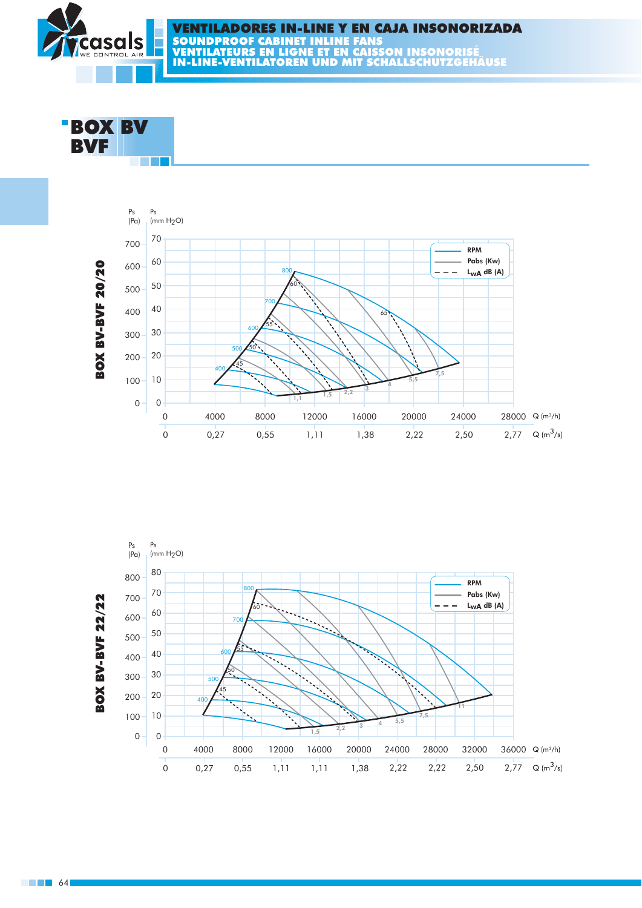# BOX BV
# BVF

## BOX BV-BVF 20/20

Ps (Pa) | Ps (mm $H_2O$)

Legend: RPM — Pabs (Kw) — $L_{WA}$ dB (A)

Q ($m^3/h$): 0, 4000, 8000, 12000, 16000, 20000, 24000, 28000

Q ($m^3/s$): 0, 0,27, 0,55, 1,11, 1,38, 2,22, 2,50, 2,77

## BOX BV-BVF 22/22

Ps (Pa) | Ps (mm $H_2O$)

Legend: RPM — Pabs (Kw) — $L_{WA}$ dB (A)

Q ($m^3/h$): 0, 4000, 8000, 12000, 16000, 20000, 24000, 28000, 32000, 36000

Q ($m^3/s$): 0, 0,27, 0,55, 1,11, 1,11, 1,38, 2,22, 2,22, 2,50, 2,77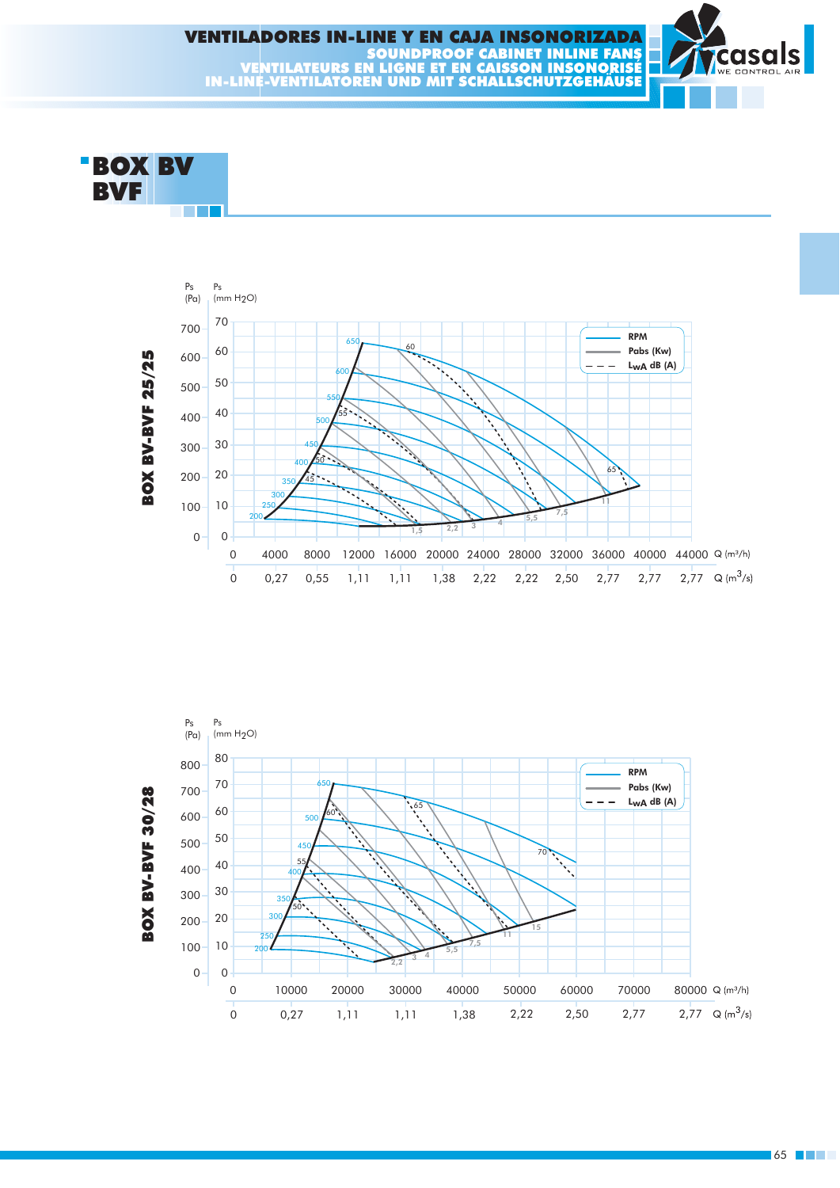# VENTILADORES IN-LINE Y EN CAJA INSONORIZADA
## SOUNDPROOF CABINET INLINE FANS
## VENTILATEURS EN LIGNE ET EN CAISSON INSONORISÉ
## IN-LINE-VENTILATOREN UND MIT SCHALLSCHUTZGEHÄUSE

casals
WE CONTROL AIR

# BOX BV
# BVF

BOX BV-BVF 25/25

Ps (Pa)
Ps (mm $H_2O$)

0, 100, 200, 300, 400, 500, 600, 700
0, 10, 20, 30, 40, 50, 60, 70

RPM
Pabs (Kw)
$L_{WA}$ dB (A)

650, 600, 550, 500, 450, 400, 350, 300, 250, 200
60, 55, 50, 45, 65
1,5, 2,2, 3, 4, 5,5, 7,5, 11

0, 4000, 8000, 12000, 16000, 20000, 24000, 28000, 32000, 36000, 40000, 44000 Q (m³/h)
0, 0,27, 0,55, 1,11, 1,11, 1,38, 2,22, 2,22, 2,50, 2,77, 2,77, 2,77 Q ($m^3$/s)

BOX BV-BVF 30/28

Ps (Pa)
Ps (mm $H_2O$)

0, 100, 200, 300, 400, 500, 600, 700, 800
0, 10, 20, 30, 40, 50, 60, 70, 80

RPM
Pabs (Kw)
$L_{WA}$ dB (A)

650, 500, 450, 400, 350, 300, 250, 200
60, 65, 55, 50, 70
2,2, 3, 4, 5,5, 7,5, 11, 15

0, 10000, 20000, 30000, 40000, 50000, 60000, 70000, 80000 Q (m³/h)
0, 0,27, 1,11, 1,11, 1,38, 2,22, 2,50, 2,77, 2,77 Q ($m^3$/s)